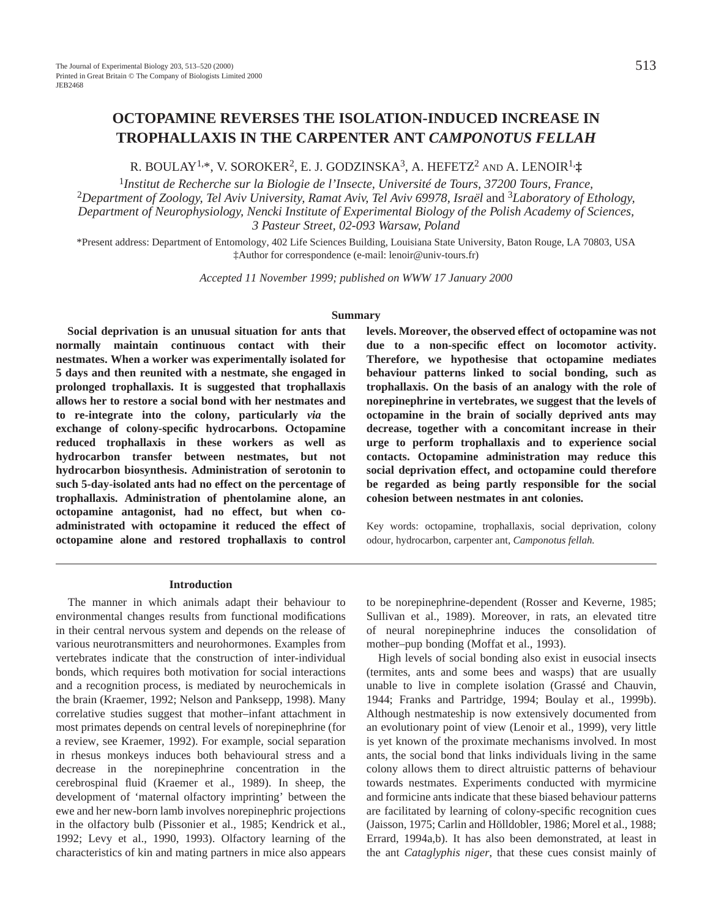# OCTOPAMINE REVERSES THE ISOLATION-INDUCED INCREASE IN TROPHALLAXIS IN THE CARPENTER ANT *CAMPONOTUS FELLAH*

R. BOULAY[1,*], V. SOROKER[2], E. J. GODZINSKA[3], A. HEFETZ[2] AND A. LENOIR[1,‡]

[1]*Institut de Recherche sur la Biologie de l'Insecte, Université de Tours, 37200 Tours, France,* [2]*Department of Zoology, Tel Aviv University, Ramat Aviv, Tel Aviv 69978, Israël* and [3]*Laboratory of Ethology, Department of Neurophysiology, Nencki Institute of Experimental Biology of the Polish Academy of Sciences, 3 Pasteur Street, 02-093 Warsaw, Poland*

*Present address: Department of Entomology, 402 Life Sciences Building, Louisiana State University, Baton Rouge, LA 70803, USA

‡Author for correspondence (e-mail: lenoir@univ-tours.fr)

*Accepted 11 November 1999; published on WWW 17 January 2000*

## Summary

**Social deprivation is an unusual situation for ants that normally maintain continuous contact with their nestmates. When a worker was experimentally isolated for 5 days and then reunited with a nestmate, she engaged in prolonged trophallaxis. It is suggested that trophallaxis allows her to restore a social bond with her nestmates and to re-integrate into the colony, particularly *via* the exchange of colony-specific hydrocarbons. Octopamine reduced trophallaxis in these workers as well as hydrocarbon transfer between nestmates, but not hydrocarbon biosynthesis. Administration of serotonin to such 5-day-isolated ants had no effect on the percentage of trophallaxis. Administration of phentolamine alone, an octopamine antagonist, had no effect, but when co-administrated with octopamine it reduced the effect of octopamine alone and restored trophallaxis to control levels. Moreover, the observed effect of octopamine was not due to a non-specific effect on locomotor activity. Therefore, we hypothesise that octopamine mediates behaviour patterns linked to social bonding, such as trophallaxis. On the basis of an analogy with the role of norepinephrine in vertebrates, we suggest that the levels of octopamine in the brain of socially deprived ants may decrease, together with a concomitant increase in their urge to perform trophallaxis and to experience social contacts. Octopamine administration may reduce this social deprivation effect, and octopamine could therefore be regarded as being partly responsible for the social cohesion between nestmates in ant colonies.**

Key words: octopamine, trophallaxis, social deprivation, colony odour, hydrocarbon, carpenter ant, *Camponotus fellah.*

## Introduction

The manner in which animals adapt their behaviour to environmental changes results from functional modifications in their central nervous system and depends on the release of various neurotransmitters and neurohormones. Examples from vertebrates indicate that the construction of inter-individual bonds, which requires both motivation for social interactions and a recognition process, is mediated by neurochemicals in the brain (Kraemer, 1992; Nelson and Panksepp, 1998). Many correlative studies suggest that mother–infant attachment in most primates depends on central levels of norepinephrine (for a review, see Kraemer, 1992). For example, social separation in rhesus monkeys induces both behavioural stress and a decrease in the norepinephrine concentration in the cerebrospinal fluid (Kraemer et al., 1989). In sheep, the development of 'maternal olfactory imprinting' between the ewe and her new-born lamb involves norepinephric projections in the olfactory bulb (Pissonier et al., 1985; Kendrick et al., 1992; Levy et al., 1990, 1993). Olfactory learning of the characteristics of kin and mating partners in mice also appears to be norepinephrine-dependent (Rosser and Keverne, 1985; Sullivan et al., 1989). Moreover, in rats, an elevated titre of neural norepinephrine induces the consolidation of mother–pup bonding (Moffat et al., 1993).

High levels of social bonding also exist in eusocial insects (termites, ants and some bees and wasps) that are usually unable to live in complete isolation (Grassé and Chauvin, 1944; Franks and Partridge, 1994; Boulay et al., 1999b). Although nestmateship is now extensively documented from an evolutionary point of view (Lenoir et al., 1999), very little is yet known of the proximate mechanisms involved. In most ants, the social bond that links individuals living in the same colony allows them to direct altruistic patterns of behaviour towards nestmates. Experiments conducted with myrmicine and formicine ants indicate that these biased behaviour patterns are facilitated by learning of colony-specific recognition cues (Jaisson, 1975; Carlin and Hölldobler, 1986; Morel et al., 1988; Errard, 1994a,b). It has also been demonstrated, at least in the ant *Cataglyphis niger*, that these cues consist mainly of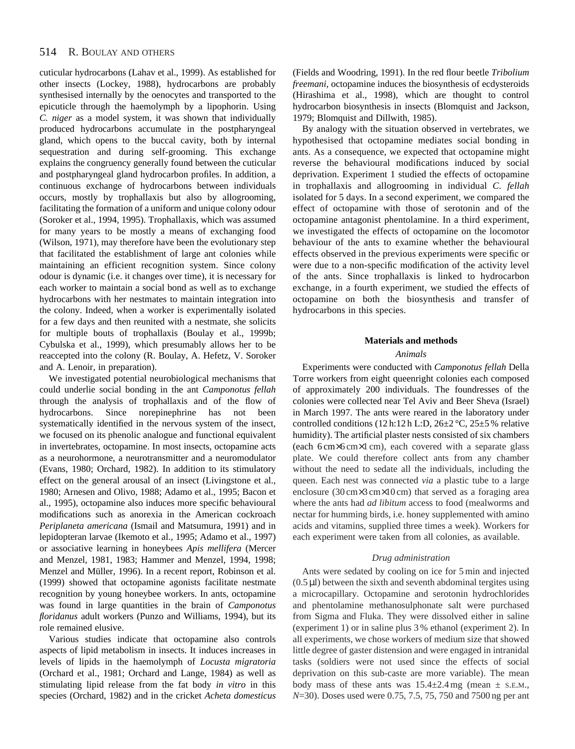cuticular hydrocarbons (Lahav et al., 1999). As established for other insects (Lockey, 1988), hydrocarbons are probably synthesised internally by the oenocytes and transported to the epicuticle through the haemolymph by a lipophorin. Using *C. niger* as a model system, it was shown that individually produced hydrocarbons accumulate in the postpharyngeal gland, which opens to the buccal cavity, both by internal sequestration and during self-grooming. This exchange explains the congruency generally found between the cuticular and postpharyngeal gland hydrocarbon profiles. In addition, a continuous exchange of hydrocarbons between individuals occurs, mostly by trophallaxis but also by allogrooming, facilitating the formation of a uniform and unique colony odour (Soroker et al., 1994, 1995). Trophallaxis, which was assumed for many years to be mostly a means of exchanging food (Wilson, 1971), may therefore have been the evolutionary step that facilitated the establishment of large ant colonies while maintaining an efficient recognition system. Since colony odour is dynamic (i.e. it changes over time), it is necessary for each worker to maintain a social bond as well as to exchange hydrocarbons with her nestmates to maintain integration into the colony. Indeed, when a worker is experimentally isolated for a few days and then reunited with a nestmate, she solicits for multiple bouts of trophallaxis (Boulay et al., 1999b; Cybulska et al., 1999), which presumably allows her to be reaccepted into the colony (R. Boulay, A. Hefetz, V. Soroker and A. Lenoir, in preparation).

We investigated potential neurobiological mechanisms that could underlie social bonding in the ant *Camponotus fellah* through the analysis of trophallaxis and of the flow of hydrocarbons. Since norepinephrine has not been systematically identified in the nervous system of the insect, we focused on its phenolic analogue and functional equivalent in invertebrates, octopamine. In most insects, octopamine acts as a neurohormone, a neurotransmitter and a neuromodulator (Evans, 1980; Orchard, 1982). In addition to its stimulatory effect on the general arousal of an insect (Livingstone et al., 1980; Arnesen and Olivo, 1988; Adamo et al., 1995; Bacon et al., 1995), octopamine also induces more specific behavioural modifications such as anorexia in the American cockroach *Periplaneta americana* (Ismail and Matsumura, 1991) and in lepidopteran larvae (Ikemoto et al., 1995; Adamo et al., 1997) or associative learning in honeybees *Apis mellifera* (Mercer and Menzel, 1981, 1983; Hammer and Menzel, 1994, 1998; Menzel and Müller, 1996). In a recent report, Robinson et al. (1999) showed that octopamine agonists facilitate nestmate recognition by young honeybee workers. In ants, octopamine was found in large quantities in the brain of *Camponotus floridanus* adult workers (Punzo and Williams, 1994), but its role remained elusive.

Various studies indicate that octopamine also controls aspects of lipid metabolism in insects. It induces increases in levels of lipids in the haemolymph of *Locusta migratoria* (Orchard et al., 1981; Orchard and Lange, 1984) as well as stimulating lipid release from the fat body *in vitro* in this species (Orchard, 1982) and in the cricket *Acheta domesticus* (Fields and Woodring, 1991). In the red flour beetle *Tribolium freemani*, octopamine induces the biosynthesis of ecdysteroids (Hirashima et al., 1998), which are thought to control hydrocarbon biosynthesis in insects (Blomquist and Jackson, 1979; Blomquist and Dillwith, 1985).

By analogy with the situation observed in vertebrates, we hypothesised that octopamine mediates social bonding in ants. As a consequence, we expected that octopamine might reverse the behavioural modifications induced by social deprivation. Experiment 1 studied the effects of octopamine in trophallaxis and allogrooming in individual *C. fellah* isolated for 5 days. In a second experiment, we compared the effect of octopamine with those of serotonin and of the octopamine antagonist phentolamine. In a third experiment, we investigated the effects of octopamine on the locomotor behaviour of the ants to examine whether the behavioural effects observed in the previous experiments were specific or were due to a non-specific modification of the activity level of the ants. Since trophallaxis is linked to hydrocarbon exchange, in a fourth experiment, we studied the effects of octopamine on both the biosynthesis and transfer of hydrocarbons in this species.

## Materials and methods

### *Animals*

Experiments were conducted with *Camponotus fellah* Della Torre workers from eight queenright colonies each composed of approximately 200 individuals. The foundresses of the colonies were collected near Tel Aviv and Beer Sheva (Israel) in March 1997. The ants were reared in the laboratory under controlled conditions (12 h:12 h L:D, 26±2 °C, 25±5 % relative humidity). The artificial plaster nests consisted of six chambers (each 6 cm×6 cm×1 cm), each covered with a separate glass plate. We could therefore collect ants from any chamber without the need to sedate all the individuals, including the queen. Each nest was connected *via* a plastic tube to a large enclosure (30 cm×3 cm×10 cm) that served as a foraging area where the ants had *ad libitum* access to food (mealworms and nectar for humming birds, i.e. honey supplemented with amino acids and vitamins, supplied three times a week). Workers for each experiment were taken from all colonies, as available.

### *Drug administration*

Ants were sedated by cooling on ice for 5 min and injected (0.5 μl) between the sixth and seventh abdominal tergites using a microcapillary. Octopamine and serotonin hydrochlorides and phentolamine methanosulphonate salt were purchased from Sigma and Fluka. They were dissolved either in saline (experiment 1) or in saline plus 3 % ethanol (experiment 2). In all experiments, we chose workers of medium size that showed little degree of gaster distension and were engaged in intranidal tasks (soldiers were not used since the effects of social deprivation on this sub-caste are more variable). The mean body mass of these ants was 15.4±2.4 mg (mean ± S.E.M., *N*=30). Doses used were 0.75, 7.5, 75, 750 and 7500 ng per ant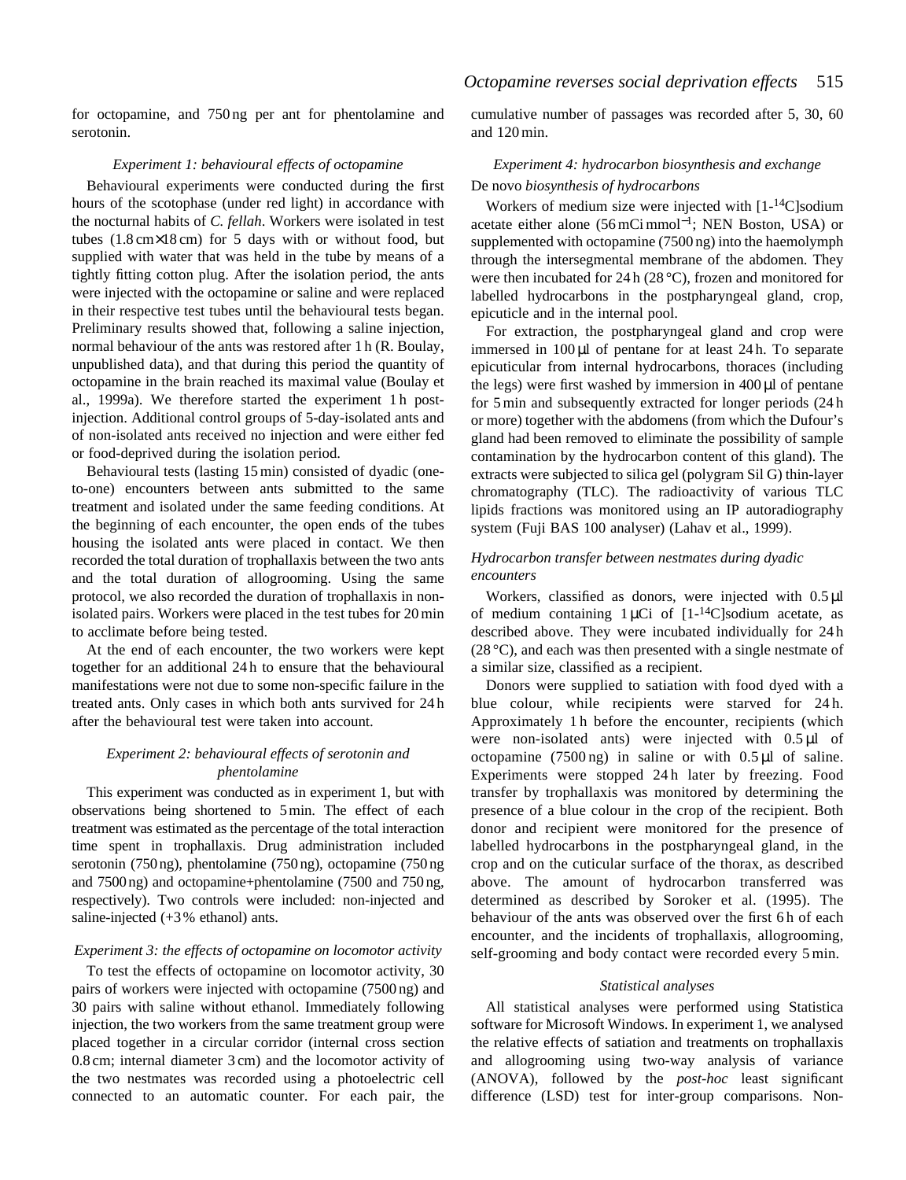for octopamine, and 750 ng per ant for phentolamine and serotonin.

### *Experiment 1: behavioural effects of octopamine*

Behavioural experiments were conducted during the first hours of the scotophase (under red light) in accordance with the nocturnal habits of *C. fellah*. Workers were isolated in test tubes (1.8 cm×18 cm) for 5 days with or without food, but supplied with water that was held in the tube by means of a tightly fitting cotton plug. After the isolation period, the ants were injected with the octopamine or saline and were replaced in their respective test tubes until the behavioural tests began. Preliminary results showed that, following a saline injection, normal behaviour of the ants was restored after 1 h (R. Boulay, unpublished data), and that during this period the quantity of octopamine in the brain reached its maximal value (Boulay et al., 1999a). We therefore started the experiment 1 h post-injection. Additional control groups of 5-day-isolated ants and of non-isolated ants received no injection and were either fed or food-deprived during the isolation period.

Behavioural tests (lasting 15 min) consisted of dyadic (one-to-one) encounters between ants submitted to the same treatment and isolated under the same feeding conditions. At the beginning of each encounter, the open ends of the tubes housing the isolated ants were placed in contact. We then recorded the total duration of trophallaxis between the two ants and the total duration of allogrooming. Using the same protocol, we also recorded the duration of trophallaxis in non-isolated pairs. Workers were placed in the test tubes for 20 min to acclimate before being tested.

At the end of each encounter, the two workers were kept together for an additional 24 h to ensure that the behavioural manifestations were not due to some non-specific failure in the treated ants. Only cases in which both ants survived for 24 h after the behavioural test were taken into account.

### *Experiment 2: behavioural effects of serotonin and phentolamine*

This experiment was conducted as in experiment 1, but with observations being shortened to 5 min. The effect of each treatment was estimated as the percentage of the total interaction time spent in trophallaxis. Drug administration included serotonin (750 ng), phentolamine (750 ng), octopamine (750 ng and 7500 ng) and octopamine+phentolamine (7500 and 750 ng, respectively). Two controls were included: non-injected and saline-injected (+3 % ethanol) ants.

### *Experiment 3: the effects of octopamine on locomotor activity*

To test the effects of octopamine on locomotor activity, 30 pairs of workers were injected with octopamine (7500 ng) and 30 pairs with saline without ethanol. Immediately following injection, the two workers from the same treatment group were placed together in a circular corridor (internal cross section 0.8 cm; internal diameter 3 cm) and the locomotor activity of the two nestmates was recorded using a photoelectric cell connected to an automatic counter. For each pair, the cumulative number of passages was recorded after 5, 30, 60 and 120 min.

### *Experiment 4: hydrocarbon biosynthesis and exchange*

#### De novo *biosynthesis of hydrocarbons*

Workers of medium size were injected with [1-$^{14}$C]sodium acetate either alone (56 mCi mmol$^{-1}$; NEN Boston, USA) or supplemented with octopamine (7500 ng) into the haemolymph through the intersegmental membrane of the abdomen. They were then incubated for 24 h (28 °C), frozen and monitored for labelled hydrocarbons in the postpharyngeal gland, crop, epicuticle and in the internal pool.

For extraction, the postpharyngeal gland and crop were immersed in 100 µl of pentane for at least 24 h. To separate epicuticular from internal hydrocarbons, thoraces (including the legs) were first washed by immersion in 400 µl of pentane for 5 min and subsequently extracted for longer periods (24 h or more) together with the abdomens (from which the Dufour's gland had been removed to eliminate the possibility of sample contamination by the hydrocarbon content of this gland). The extracts were subjected to silica gel (polygram Sil G) thin-layer chromatography (TLC). The radioactivity of various TLC lipids fractions was monitored using an IP autoradiography system (Fuji BAS 100 analyser) (Lahav et al., 1999).

#### *Hydrocarbon transfer between nestmates during dyadic encounters*

Workers, classified as donors, were injected with 0.5 µl of medium containing 1 µCi of [1-$^{14}$C]sodium acetate, as described above. They were incubated individually for 24 h (28 °C), and each was then presented with a single nestmate of a similar size, classified as a recipient.

Donors were supplied to satiation with food dyed with a blue colour, while recipients were starved for 24 h. Approximately 1 h before the encounter, recipients (which were non-isolated ants) were injected with 0.5 µl of octopamine (7500 ng) in saline or with 0.5 µl of saline. Experiments were stopped 24 h later by freezing. Food transfer by trophallaxis was monitored by determining the presence of a blue colour in the crop of the recipient. Both donor and recipient were monitored for the presence of labelled hydrocarbons in the postpharyngeal gland, in the crop and on the cuticular surface of the thorax, as described above. The amount of hydrocarbon transferred was determined as described by Soroker et al. (1995). The behaviour of the ants was observed over the first 6 h of each encounter, and the incidents of trophallaxis, allogrooming, self-grooming and body contact were recorded every 5 min.

### *Statistical analyses*

All statistical analyses were performed using Statistica software for Microsoft Windows. In experiment 1, we analysed the relative effects of satiation and treatments on trophallaxis and allogrooming using two-way analysis of variance (ANOVA), followed by the *post-hoc* least significant difference (LSD) test for inter-group comparisons. Non-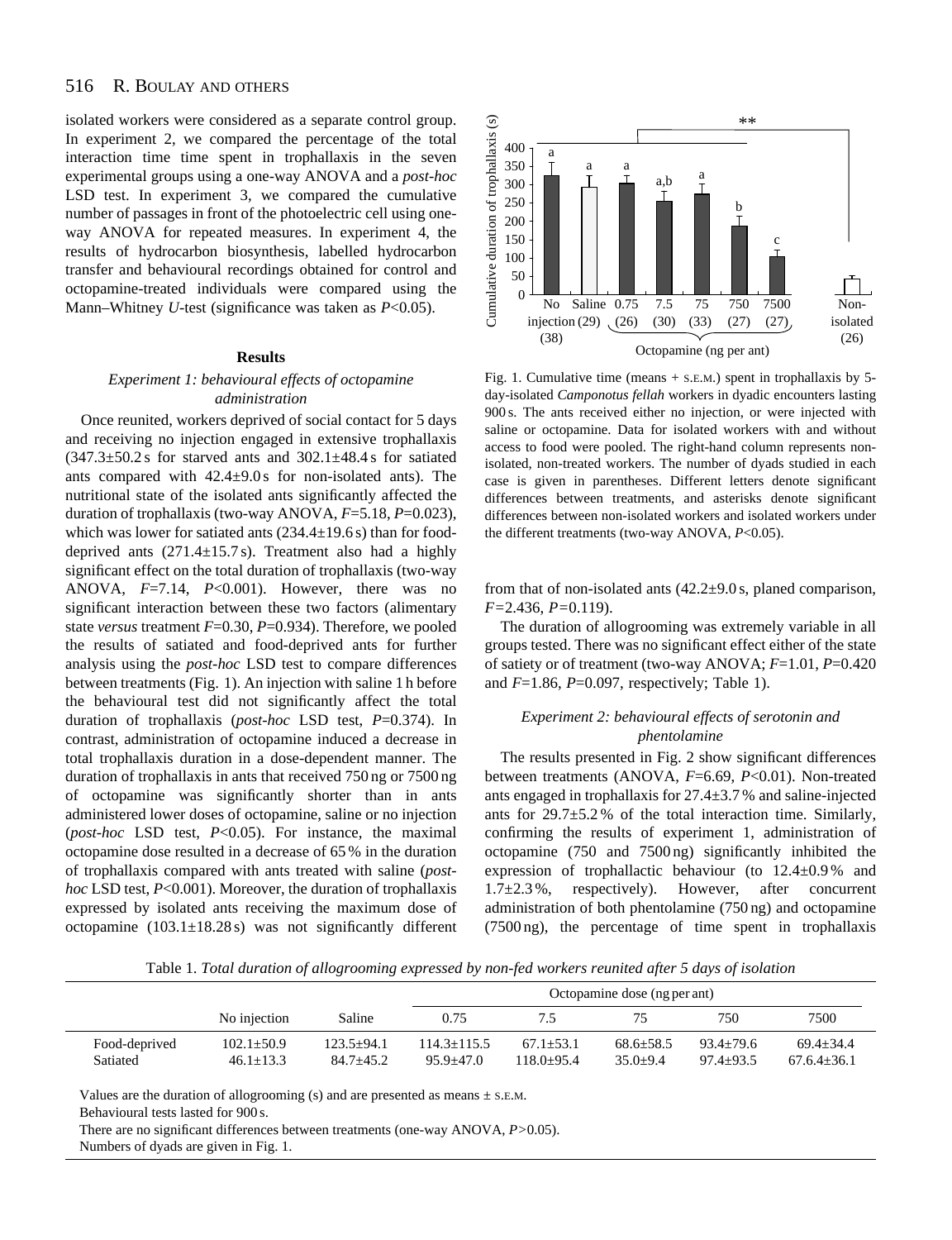isolated workers were considered as a separate control group. In experiment 2, we compared the percentage of the total interaction time time spent in trophallaxis in the seven experimental groups using a one-way ANOVA and a *post-hoc* LSD test. In experiment 3, we compared the cumulative number of passages in front of the photoelectric cell using one-way ANOVA for repeated measures. In experiment 4, the results of hydrocarbon biosynthesis, labelled hydrocarbon transfer and behavioural recordings obtained for control and octopamine-treated individuals were compared using the Mann–Whitney *U*-test (significance was taken as $P<0.05$).

## Results

### *Experiment 1: behavioural effects of octopamine administration*

Once reunited, workers deprived of social contact for 5 days and receiving no injection engaged in extensive trophallaxis (347.3±50.2 s for starved ants and 302.1±48.4 s for satiated ants compared with 42.4±9.0 s for non-isolated ants). The nutritional state of the isolated ants significantly affected the duration of trophallaxis (two-way ANOVA, $F=5.18$, $P=0.023$), which was lower for satiated ants (234.4±19.6 s) than for food-deprived ants (271.4±15.7 s). Treatment also had a highly significant effect on the total duration of trophallaxis (two-way ANOVA, $F=7.14$, $P<0.001$). However, there was no significant interaction between these two factors (alimentary state *versus* treatment $F=0.30$, $P=0.934$). Therefore, we pooled the results of satiated and food-deprived ants for further analysis using the *post-hoc* LSD test to compare differences between treatments (Fig. 1). An injection with saline 1 h before the behavioural test did not significantly affect the total duration of trophallaxis (*post-hoc* LSD test, $P=0.374$). In contrast, administration of octopamine induced a decrease in total trophallaxis duration in a dose-dependent manner. The duration of trophallaxis in ants that received 750 ng or 7500 ng of octopamine was significantly shorter than in ants administered lower doses of octopamine, saline or no injection (*post-hoc* LSD test, $P<0.05$). For instance, the maximal octopamine dose resulted in a decrease of 65 % in the duration of trophallaxis compared with ants treated with saline (*post-hoc* LSD test, $P<0.001$). Moreover, the duration of trophallaxis expressed by isolated ants receiving the maximum dose of octopamine (103.1±18.28 s) was not significantly different from that of non-isolated ants (42.2±9.0 s, planed comparison, $F=2.436$, $P=0.119$).

Fig. 1. Cumulative time (means + S.E.M.) spent in trophallaxis by 5-day-isolated *Camponotus fellah* workers in dyadic encounters lasting 900 s. The ants received either no injection, or were injected with saline or octopamine. Data for isolated workers with and without access to food were pooled. The right-hand column represents non-isolated, non-treated workers. The number of dyads studied in each case is given in parentheses. Different letters denote significant differences between treatments, and asterisks denote significant differences between non-isolated workers and isolated workers under the different treatments (two-way ANOVA, $P<0.05$).

The duration of allogrooming was extremely variable in all groups tested. There was no significant effect either of the state of satiety or of treatment (two-way ANOVA; $F=1.01$, $P=0.420$ and $F=1.86$, $P=0.097$, respectively; Table 1).

### *Experiment 2: behavioural effects of serotonin and phentolamine*

The results presented in Fig. 2 show significant differences between treatments (ANOVA, $F=6.69$, $P<0.01$). Non-treated ants engaged in trophallaxis for 27.4±3.7 % and saline-injected ants for 29.7±5.2 % of the total interaction time. Similarly, confirming the results of experiment 1, administration of octopamine (750 and 7500 ng) significantly inhibited the expression of trophallactic behaviour (to 12.4±0.9 % and 1.7±2.3 %, respectively). However, after concurrent administration of both phentolamine (750 ng) and octopamine (7500 ng), the percentage of time spent in trophallaxis

Table 1. *Total duration of allogrooming expressed by non-fed workers reunited after 5 days of isolation*

| | No injection | Saline | Octopamine dose (ng per ant) | | | | |
|---|---|---|---|---|---|---|---|
| | | | 0.75 | 7.5 | 75 | 750 | 7500 |
| Food-deprived | 102.1±50.9 | 123.5±94.1 | 114.3±115.5 | 67.1±53.1 | 68.6±58.5 | 93.4±79.6 | 69.4±34.4 |
| Satiated | 46.1±13.3 | 84.7±45.2 | 95.9±47.0 | 118.0±95.4 | 35.0±9.4 | 97.4±93.5 | 67.6.4±36.1 |

Values are the duration of allogrooming (s) and are presented as means ± S.E.M.

Behavioural tests lasted for 900 s.

There are no significant differences between treatments (one-way ANOVA, $P>0.05$).

Numbers of dyads are given in Fig. 1.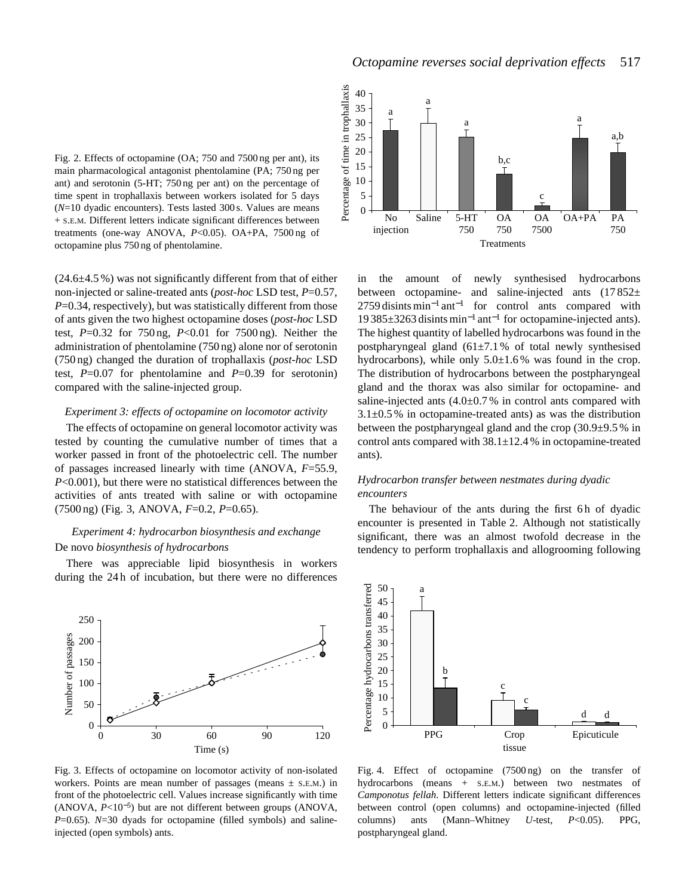Fig. 2. Effects of octopamine (OA; 750 and 7500 ng per ant), its main pharmacological antagonist phentolamine (PA; 750 ng per ant) and serotonin (5-HT; 750 ng per ant) on the percentage of time spent in trophallaxis between workers isolated for 5 days ($N$=10 dyadic encounters). Tests lasted 300 s. Values are means + S.E.M. Different letters indicate significant differences between treatments (one-way ANOVA, $P$<0.05). OA+PA, 7500 ng of octopamine plus 750 ng of phentolamine.

(24.6±4.5 %) was not significantly different from that of either non-injected or saline-treated ants (*post-hoc* LSD test, $P$=0.57, $P$=0.34, respectively), but was statistically different from those of ants given the two highest octopamine doses (*post-hoc* LSD test, $P$=0.32 for 750 ng, $P$<0.01 for 7500 ng). Neither the administration of phentolamine (750 ng) alone nor of serotonin (750 ng) changed the duration of trophallaxis (*post-hoc* LSD test, $P$=0.07 for phentolamine and $P$=0.39 for serotonin) compared with the saline-injected group.

### *Experiment 3: effects of octopamine on locomotor activity*

The effects of octopamine on general locomotor activity was tested by counting the cumulative number of times that a worker passed in front of the photoelectric cell. The number of passages increased linearly with time (ANOVA, $F$=55.9, $P$<0.001), but there were no statistical differences between the activities of ants treated with saline or with octopamine (7500 ng) (Fig. 3, ANOVA, $F$=0.2, $P$=0.65).

### *Experiment 4: hydrocarbon biosynthesis and exchange*

De novo *biosynthesis of hydrocarbons*

There was appreciable lipid biosynthesis in workers during the 24 h of incubation, but there were no differences in the amount of newly synthesised hydrocarbons between octopamine- and saline-injected ants (17 852± 2759 disints min$^{-1}$ ant$^{-1}$ for control ants compared with 19 385±3263 disints min$^{-1}$ ant$^{-1}$ for octopamine-injected ants). The highest quantity of labelled hydrocarbons was found in the postpharyngeal gland (61±7.1 % of total newly synthesised hydrocarbons), while only 5.0±1.6 % was found in the crop. The distribution of hydrocarbons between the postpharyngeal gland and the thorax was also similar for octopamine- and saline-injected ants (4.0±0.7 % in control ants compared with 3.1±0.5 % in octopamine-treated ants) as was the distribution between the postpharyngeal gland and the crop (30.9±9.5 % in control ants compared with 38.1±12.4 % in octopamine-treated ants).

### *Hydrocarbon transfer between nestmates during dyadic encounters*

The behaviour of the ants during the first 6 h of dyadic encounter is presented in Table 2. Although not statistically significant, there was an almost twofold decrease in the tendency to perform trophallaxis and allogrooming following

Fig. 3. Effects of octopamine on locomotor activity of non-isolated workers. Points are mean number of passages (means ± S.E.M.) in front of the photoelectric cell. Values increase significantly with time (ANOVA, $P$<10$^{-5}$) but are not different between groups (ANOVA, $P$=0.65). $N$=30 dyads for octopamine (filled symbols) and saline-injected (open symbols) ants.

Fig. 4. Effect of octopamine (7500 ng) on the transfer of hydrocarbons (means + S.E.M.) between two nestmates of *Camponotus fellah*. Different letters indicate significant differences between control (open columns) and octopamine-injected (filled columns) ants (Mann–Whitney $U$-test, $P$<0.05). PPG, postpharyngeal gland.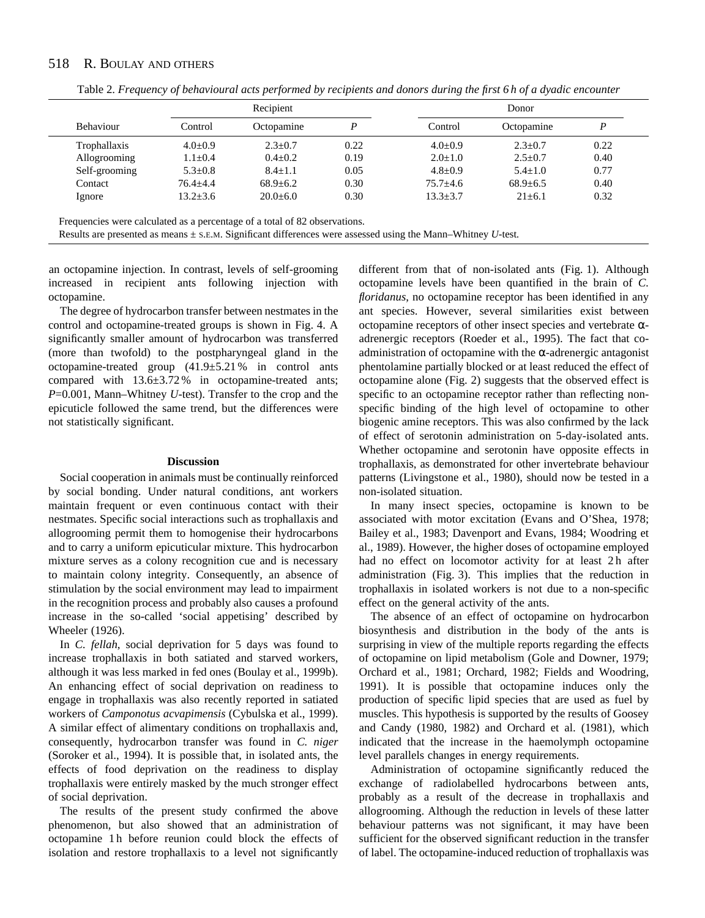Table 2. *Frequency of behavioural acts performed by recipients and donors during the first 6 h of a dyadic encounter*

| Behaviour | Recipient | | | Donor | | |
|---|---|---|---|---|---|---|
| | Control | Octopamine | *P* | Control | Octopamine | *P* |
| Trophallaxis | 4.0±0.9 | 2.3±0.7 | 0.22 | 4.0±0.9 | 2.3±0.7 | 0.22 |
| Allogrooming | 1.1±0.4 | 0.4±0.2 | 0.19 | 2.0±1.0 | 2.5±0.7 | 0.40 |
| Self-grooming | 5.3±0.8 | 8.4±1.1 | 0.05 | 4.8±0.9 | 5.4±1.0 | 0.77 |
| Contact | 76.4±4.4 | 68.9±6.2 | 0.30 | 75.7±4.6 | 68.9±6.5 | 0.40 |
| Ignore | 13.2±3.6 | 20.0±6.0 | 0.30 | 13.3±3.7 | 21±6.1 | 0.32 |

Frequencies were calculated as a percentage of a total of 82 observations.

Results are presented as means ± S.E.M. Significant differences were assessed using the Mann–Whitney *U*-test.

an octopamine injection. In contrast, levels of self-grooming increased in recipient ants following injection with octopamine.

The degree of hydrocarbon transfer between nestmates in the control and octopamine-treated groups is shown in Fig. 4. A significantly smaller amount of hydrocarbon was transferred (more than twofold) to the postpharyngeal gland in the octopamine-treated group (41.9±5.21 % in control ants compared with 13.6±3.72 % in octopamine-treated ants; *P*=0.001, Mann–Whitney *U*-test). Transfer to the crop and the epicuticle followed the same trend, but the differences were not statistically significant.

## Discussion

Social cooperation in animals must be continually reinforced by social bonding. Under natural conditions, ant workers maintain frequent or even continuous contact with their nestmates. Specific social interactions such as trophallaxis and allogrooming permit them to homogenise their hydrocarbons and to carry a uniform epicuticular mixture. This hydrocarbon mixture serves as a colony recognition cue and is necessary to maintain colony integrity. Consequently, an absence of stimulation by the social environment may lead to impairment in the recognition process and probably also causes a profound increase in the so-called 'social appetising' described by Wheeler (1926).

In *C. fellah*, social deprivation for 5 days was found to increase trophallaxis in both satiated and starved workers, although it was less marked in fed ones (Boulay et al., 1999b). An enhancing effect of social deprivation on readiness to engage in trophallaxis was also recently reported in satiated workers of *Camponotus acvapimensis* (Cybulska et al., 1999). A similar effect of alimentary conditions on trophallaxis and, consequently, hydrocarbon transfer was found in *C. niger* (Soroker et al., 1994). It is possible that, in isolated ants, the effects of food deprivation on the readiness to display trophallaxis were entirely masked by the much stronger effect of social deprivation.

The results of the present study confirmed the above phenomenon, but also showed that an administration of octopamine 1 h before reunion could block the effects of isolation and restore trophallaxis to a level not significantly different from that of non-isolated ants (Fig. 1). Although octopamine levels have been quantified in the brain of *C. floridanus*, no octopamine receptor has been identified in any ant species. However, several similarities exist between octopamine receptors of other insect species and vertebrate α-adrenergic receptors (Roeder et al., 1995). The fact that co-administration of octopamine with the α-adrenergic antagonist phentolamine partially blocked or at least reduced the effect of octopamine alone (Fig. 2) suggests that the observed effect is specific to an octopamine receptor rather than reflecting non-specific binding of the high level of octopamine to other biogenic amine receptors. This was also confirmed by the lack of effect of serotonin administration on 5-day-isolated ants. Whether octopamine and serotonin have opposite effects in trophallaxis, as demonstrated for other invertebrate behaviour patterns (Livingstone et al., 1980), should now be tested in a non-isolated situation.

In many insect species, octopamine is known to be associated with motor excitation (Evans and O'Shea, 1978; Bailey et al., 1983; Davenport and Evans, 1984; Woodring et al., 1989). However, the higher doses of octopamine employed had no effect on locomotor activity for at least 2 h after administration (Fig. 3). This implies that the reduction in trophallaxis in isolated workers is not due to a non-specific effect on the general activity of the ants.

The absence of an effect of octopamine on hydrocarbon biosynthesis and distribution in the body of the ants is surprising in view of the multiple reports regarding the effects of octopamine on lipid metabolism (Gole and Downer, 1979; Orchard et al., 1981; Orchard, 1982; Fields and Woodring, 1991). It is possible that octopamine induces only the production of specific lipid species that are used as fuel by muscles. This hypothesis is supported by the results of Goosey and Candy (1980, 1982) and Orchard et al. (1981), which indicated that the increase in the haemolymph octopamine level parallels changes in energy requirements.

Administration of octopamine significantly reduced the exchange of radiolabelled hydrocarbons between ants, probably as a result of the decrease in trophallaxis and allogrooming. Although the reduction in levels of these latter behaviour patterns was not significant, it may have been sufficient for the observed significant reduction in the transfer of label. The octopamine-induced reduction of trophallaxis was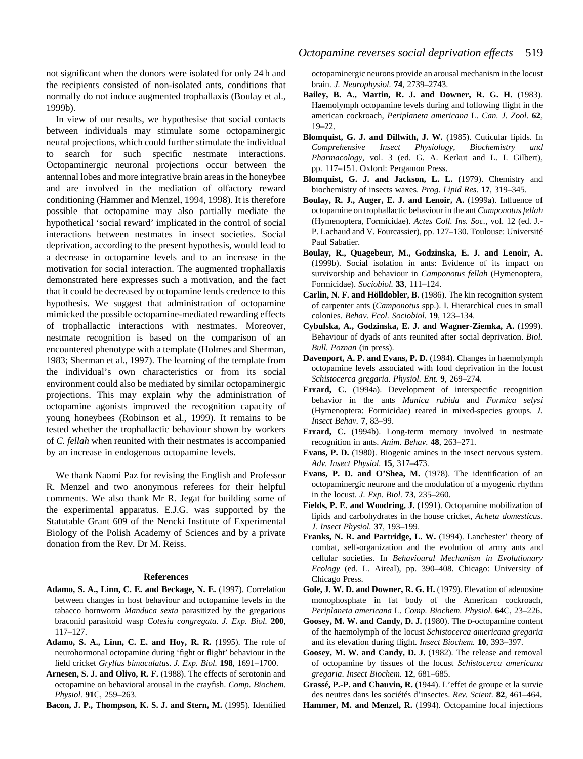not significant when the donors were isolated for only 24 h and the recipients consisted of non-isolated ants, conditions that normally do not induce augmented trophallaxis (Boulay et al., 1999b).

In view of our results, we hypothesise that social contacts between individuals may stimulate some octopaminergic neural projections, which could further stimulate the individual to search for such specific nestmate interactions. Octopaminergic neuronal projections occur between the antennal lobes and more integrative brain areas in the honeybee and are involved in the mediation of olfactory reward conditioning (Hammer and Menzel, 1994, 1998). It is therefore possible that octopamine may also partially mediate the hypothetical 'social reward' implicated in the control of social interactions between nestmates in insect societies. Social deprivation, according to the present hypothesis, would lead to a decrease in octopamine levels and to an increase in the motivation for social interaction. The augmented trophallaxis demonstrated here expresses such a motivation, and the fact that it could be decreased by octopamine lends credence to this hypothesis. We suggest that administration of octopamine mimicked the possible octopamine-mediated rewarding effects of trophallactic interactions with nestmates. Moreover, nestmate recognition is based on the comparison of an encountered phenotype with a template (Holmes and Sherman, 1983; Sherman et al., 1997). The learning of the template from the individual's own characteristics or from its social environment could also be mediated by similar octopaminergic projections. This may explain why the administration of octopamine agonists improved the recognition capacity of young honeybees (Robinson et al., 1999). It remains to be tested whether the trophallactic behaviour shown by workers of *C. fellah* when reunited with their nestmates is accompanied by an increase in endogenous octopamine levels.

We thank Naomi Paz for revising the English and Professor R. Menzel and two anonymous referees for their helpful comments. We also thank Mr R. Jegat for building some of the experimental apparatus. E.J.G. was supported by the Statutable Grant 609 of the Nencki Institute of Experimental Biology of the Polish Academy of Sciences and by a private donation from the Rev. Dr M. Reiss.

## References

**Adamo, S. A., Linn, C. E. and Beckage, N. E.** (1997). Correlation between changes in host behaviour and octopamine levels in the tabacco hornworm *Manduca sexta* parasitized by the gregarious braconid parasitoid wasp *Cotesia congregata*. *J. Exp. Biol.* **200**, 117–127.

**Adamo, S. A., Linn, C. E. and Hoy, R. R.** (1995). The role of neurohormonal octopamine during 'fight or flight' behaviour in the field cricket *Gryllus bimaculatus*. *J. Exp. Biol.* **198**, 1691–1700.

**Arnesen, S. J. and Olivo, R. F.** (1988). The effects of serotonin and octopamine on behavioral arousal in the crayfish. *Comp. Biochem. Physiol.* **91**C, 259–263.

**Bacon, J. P., Thompson, K. S. J. and Stern, M.** (1995). Identified octopaminergic neurons provide an arousal mechanism in the locust brain. *J. Neurophysiol.* **74**, 2739–2743.

**Bailey, B. A., Martin, R. J. and Downer, R. G. H.** (1983). Haemolymph octopamine levels during and following flight in the american cockroach, *Periplaneta americana* L. *Can. J. Zool.* **62**, 19–22.

**Blomquist, G. J. and Dillwith, J. W.** (1985). Cuticular lipids. In *Comprehensive Insect Physiology, Biochemistry and Pharmacology*, vol. 3 (ed. G. A. Kerkut and L. I. Gilbert), pp. 117–151. Oxford: Pergamon Press.

**Blomquist, G. J. and Jackson, L. L.** (1979). Chemistry and biochemistry of insects waxes. *Prog. Lipid Res.* **17**, 319–345.

**Boulay, R. J., Auger, E. J. and Lenoir, A.** (1999a). Influence of octopamine on trophallactic behaviour in the ant *Camponotus fellah* (Hymenoptera, Formicidae). *Actes Coll. Ins. Soc.*, vol. 12 (ed. J.-P. Lachaud and V. Fourcassier), pp. 127–130. Toulouse: Université Paul Sabatier.

**Boulay, R., Quagebeur, M., Godzinska, E. J. and Lenoir, A.** (1999b). Social isolation in ants: Evidence of its impact on survivorship and behaviour in *Camponotus fellah* (Hymenoptera, Formicidae). *Sociobiol.* **33**, 111–124.

**Carlin, N. F. and Hölldobler, B.** (1986). The kin recognition system of carpenter ants (*Camponotus* spp.). I. Hierarchical cues in small colonies. *Behav. Ecol. Sociobiol.* **19**, 123–134.

**Cybulska, A., Godzinska, E. J. and Wagner-Ziemka, A.** (1999). Behaviour of dyads of ants reunited after social deprivation. *Biol. Bull. Poznan* (in press).

**Davenport, A. P. and Evans, P. D.** (1984). Changes in haemolymph octopamine levels associated with food deprivation in the locust *Schistocerca gregaria*. *Physiol. Ent.* **9**, 269–274.

**Errard, C.** (1994a). Development of interspecific recognition behavior in the ants *Manica rubida* and *Formica selysi* (Hymenoptera: Formicidae) reared in mixed-species groups. *J. Insect Behav.* **7**, 83–99.

**Errard, C.** (1994b). Long-term memory involved in nestmate recognition in ants. *Anim. Behav.* **48**, 263–271.

**Evans, P. D.** (1980). Biogenic amines in the insect nervous system. *Adv. Insect Physiol.* **15**, 317–473.

**Evans, P. D. and O'Shea, M.** (1978). The identification of an octopaminergic neurone and the modulation of a myogenic rhythm in the locust. *J. Exp. Biol.* **73**, 235–260.

**Fields, P. E. and Woodring, J.** (1991). Octopamine mobilization of lipids and carbohydrates in the house cricket, *Acheta domesticus*. *J. Insect Physiol.* **37**, 193–199.

**Franks, N. R. and Partridge, L. W.** (1994). Lanchester' theory of combat, self-organization and the evolution of army ants and cellular societies. In *Behavioural Mechanism in Evolutionary Ecology* (ed. L. Aireal), pp. 390–408. Chicago: University of Chicago Press.

**Gole, J. W. D. and Downer, R. G. H.** (1979). Elevation of adenosine monophosphate in fat body of the American cockroach, *Periplaneta americana* L. *Comp. Biochem. Physiol.* **64**C, 23–226.

**Goosey, M. W. and Candy, D. J.** (1980). The D-octopamine content of the haemolymph of the locust *Schistocerca americana gregaria* and its elevation during flight. *Insect Biochem.* **10**, 393–397.

**Goosey, M. W. and Candy, D. J.** (1982). The release and removal of octopamine by tissues of the locust *Schistocerca americana gregaria*. *Insect Biochem.* **12**, 681–685.

**Grassé, P.-P. and Chauvin, R.** (1944). L'effet de groupe et la survie des neutres dans les sociétés d'insectes. *Rev. Scient.* **82**, 461–464.

**Hammer, M. and Menzel, R.** (1994). Octopamine local injections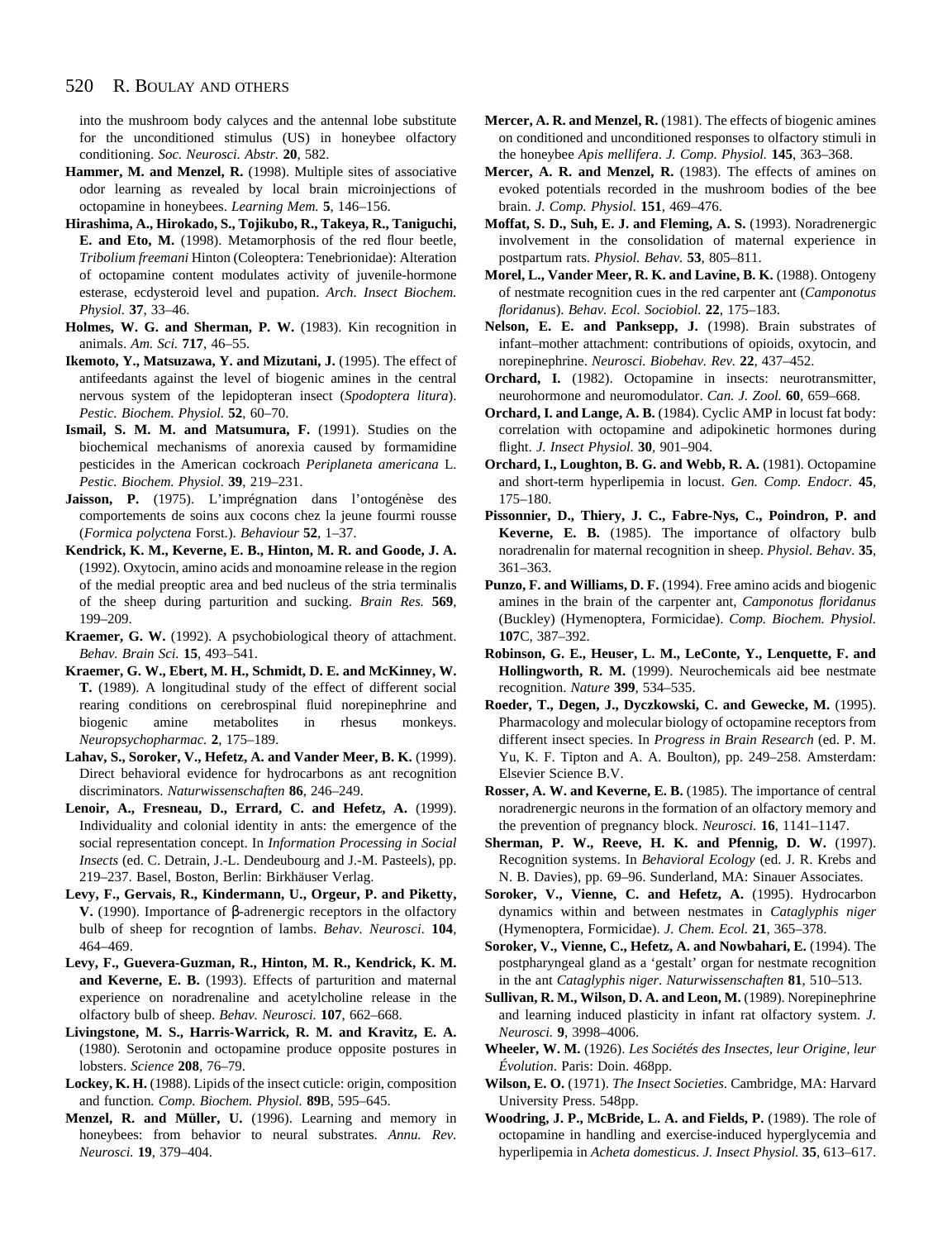into the mushroom body calyces and the antennal lobe substitute for the unconditioned stimulus (US) in honeybee olfactory conditioning. *Soc. Neurosci. Abstr.* **20**, 582.

**Hammer, M. and Menzel, R.** (1998). Multiple sites of associative odor learning as revealed by local brain microinjections of octopamine in honeybees. *Learning Mem.* **5**, 146–156.

**Hirashima, A., Hirokado, S., Tojikubo, R., Takeya, R., Taniguchi, E. and Eto, M.** (1998). Metamorphosis of the red flour beetle, *Tribolium freemani* Hinton (Coleoptera: Tenebrionidae): Alteration of octopamine content modulates activity of juvenile-hormone esterase, ecdysteroid level and pupation. *Arch. Insect Biochem. Physiol.* **37**, 33–46.

**Holmes, W. G. and Sherman, P. W.** (1983). Kin recognition in animals. *Am. Sci.* **717**, 46–55.

**Ikemoto, Y., Matsuzawa, Y. and Mizutani, J.** (1995). The effect of antifeedants against the level of biogenic amines in the central nervous system of the lepidopteran insect (*Spodoptera litura*). *Pestic. Biochem. Physiol.* **52**, 60–70.

**Ismail, S. M. M. and Matsumura, F.** (1991). Studies on the biochemical mechanisms of anorexia caused by formamidine pesticides in the American cockroach *Periplaneta americana* L. *Pestic. Biochem. Physiol.* **39**, 219–231.

**Jaisson, P.** (1975). L'imprégnation dans l'ontogénèse des comportements de soins aux cocons chez la jeune fourmi rousse (*Formica polyctena* Forst.). *Behaviour* **52**, 1–37.

**Kendrick, K. M., Keverne, E. B., Hinton, M. R. and Goode, J. A.** (1992). Oxytocin, amino acids and monoamine release in the region of the medial preoptic area and bed nucleus of the stria terminalis of the sheep during parturition and sucking. *Brain Res.* **569**, 199–209.

**Kraemer, G. W.** (1992). A psychobiological theory of attachment. *Behav. Brain Sci.* **15**, 493–541.

**Kraemer, G. W., Ebert, M. H., Schmidt, D. E. and McKinney, W. T.** (1989). A longitudinal study of the effect of different social rearing conditions on cerebrospinal fluid norepinephrine and biogenic amine metabolites in rhesus monkeys. *Neuropsychopharmac.* **2**, 175–189.

**Lahav, S., Soroker, V., Hefetz, A. and Vander Meer, B. K.** (1999). Direct behavioral evidence for hydrocarbons as ant recognition discriminators. *Naturwissenschaften* **86**, 246–249.

**Lenoir, A., Fresneau, D., Errard, C. and Hefetz, A.** (1999). Individuality and colonial identity in ants: the emergence of the social representation concept. In *Information Processing in Social Insects* (ed. C. Detrain, J.-L. Dendeubourg and J.-M. Pasteels), pp. 219–237. Basel, Boston, Berlin: Birkhäuser Verlag.

**Levy, F., Gervais, R., Kindermann, U., Orgeur, P. and Piketty, V.** (1990). Importance of β-adrenergic receptors in the olfactory bulb of sheep for recogntion of lambs. *Behav. Neurosci.* **104**, 464–469.

**Levy, F., Guevera-Guzman, R., Hinton, M. R., Kendrick, K. M. and Keverne, E. B.** (1993). Effects of parturition and maternal experience on noradrenaline and acetylcholine release in the olfactory bulb of sheep. *Behav. Neurosci.* **107**, 662–668.

**Livingstone, M. S., Harris-Warrick, R. M. and Kravitz, E. A.** (1980). Serotonin and octopamine produce opposite postures in lobsters. *Science* **208**, 76–79.

**Lockey, K. H.** (1988). Lipids of the insect cuticle: origin, composition and function. *Comp. Biochem. Physiol.* **89**B, 595–645.

**Menzel, R. and Müller, U.** (1996). Learning and memory in honeybees: from behavior to neural substrates. *Annu. Rev. Neurosci.* **19**, 379–404.

**Mercer, A. R. and Menzel, R.** (1981). The effects of biogenic amines on conditioned and unconditioned responses to olfactory stimuli in the honeybee *Apis mellifera*. *J. Comp. Physiol.* **145**, 363–368.

**Mercer, A. R. and Menzel, R.** (1983). The effects of amines on evoked potentials recorded in the mushroom bodies of the bee brain. *J. Comp. Physiol.* **151**, 469–476.

**Moffat, S. D., Suh, E. J. and Fleming, A. S.** (1993). Noradrenergic involvement in the consolidation of maternal experience in postpartum rats. *Physiol. Behav.* **53**, 805–811.

**Morel, L., Vander Meer, R. K. and Lavine, B. K.** (1988). Ontogeny of nestmate recognition cues in the red carpenter ant (*Camponotus floridanus*). *Behav. Ecol. Sociobiol.* **22**, 175–183.

**Nelson, E. E. and Panksepp, J.** (1998). Brain substrates of infant–mother attachment: contributions of opioids, oxytocin, and norepinephrine. *Neurosci. Biobehav. Rev.* **22**, 437–452.

**Orchard, I.** (1982). Octopamine in insects: neurotransmitter, neurohormone and neuromodulator. *Can. J. Zool.* **60**, 659–668.

**Orchard, I. and Lange, A. B.** (1984). Cyclic AMP in locust fat body: correlation with octopamine and adipokinetic hormones during flight. *J. Insect Physiol.* **30**, 901–904.

**Orchard, I., Loughton, B. G. and Webb, R. A.** (1981). Octopamine and short-term hyperlipemia in locust. *Gen. Comp. Endocr.* **45**, 175–180.

**Pissonnier, D., Thiery, J. C., Fabre-Nys, C., Poindron, P. and Keverne, E. B.** (1985). The importance of olfactory bulb noradrenalin for maternal recognition in sheep. *Physiol. Behav.* **35**, 361–363.

**Punzo, F. and Williams, D. F.** (1994). Free amino acids and biogenic amines in the brain of the carpenter ant, *Camponotus floridanus* (Buckley) (Hymenoptera, Formicidae). *Comp. Biochem. Physiol.* **107**C, 387–392.

**Robinson, G. E., Heuser, L. M., LeConte, Y., Lenquette, F. and Hollingworth, R. M.** (1999). Neurochemicals aid bee nestmate recognition. *Nature* **399**, 534–535.

**Roeder, T., Degen, J., Dyczkowski, C. and Gewecke, M.** (1995). Pharmacology and molecular biology of octopamine receptors from different insect species. In *Progress in Brain Research* (ed. P. M. Yu, K. F. Tipton and A. A. Boulton), pp. 249–258. Amsterdam: Elsevier Science B.V.

**Rosser, A. W. and Keverne, E. B.** (1985). The importance of central noradrenergic neurons in the formation of an olfactory memory and the prevention of pregnancy block. *Neurosci.* **16**, 1141–1147.

**Sherman, P. W., Reeve, H. K. and Pfennig, D. W.** (1997). Recognition systems. In *Behavioral Ecology* (ed. J. R. Krebs and N. B. Davies), pp. 69–96. Sunderland, MA: Sinauer Associates.

**Soroker, V., Vienne, C. and Hefetz, A.** (1995). Hydrocarbon dynamics within and between nestmates in *Cataglyphis niger* (Hymenoptera, Formicidae). *J. Chem. Ecol.* **21**, 365–378.

**Soroker, V., Vienne, C., Hefetz, A. and Nowbahari, E.** (1994). The postpharyngeal gland as a 'gestalt' organ for nestmate recognition in the ant *Cataglyphis niger*. *Naturwissenschaften* **81**, 510–513.

**Sullivan, R. M., Wilson, D. A. and Leon, M.** (1989). Norepinephrine and learning induced plasticity in infant rat olfactory system. *J. Neurosci.* **9**, 3998–4006.

**Wheeler, W. M.** (1926). *Les Sociétés des Insectes, leur Origine, leur Évolution*. Paris: Doin. 468pp.

**Wilson, E. O.** (1971). *The Insect Societies*. Cambridge, MA: Harvard University Press. 548pp.

**Woodring, J. P., McBride, L. A. and Fields, P.** (1989). The role of octopamine in handling and exercise-induced hyperglycemia and hyperlipemia in *Acheta domesticus*. *J. Insect Physiol.* **35**, 613–617.